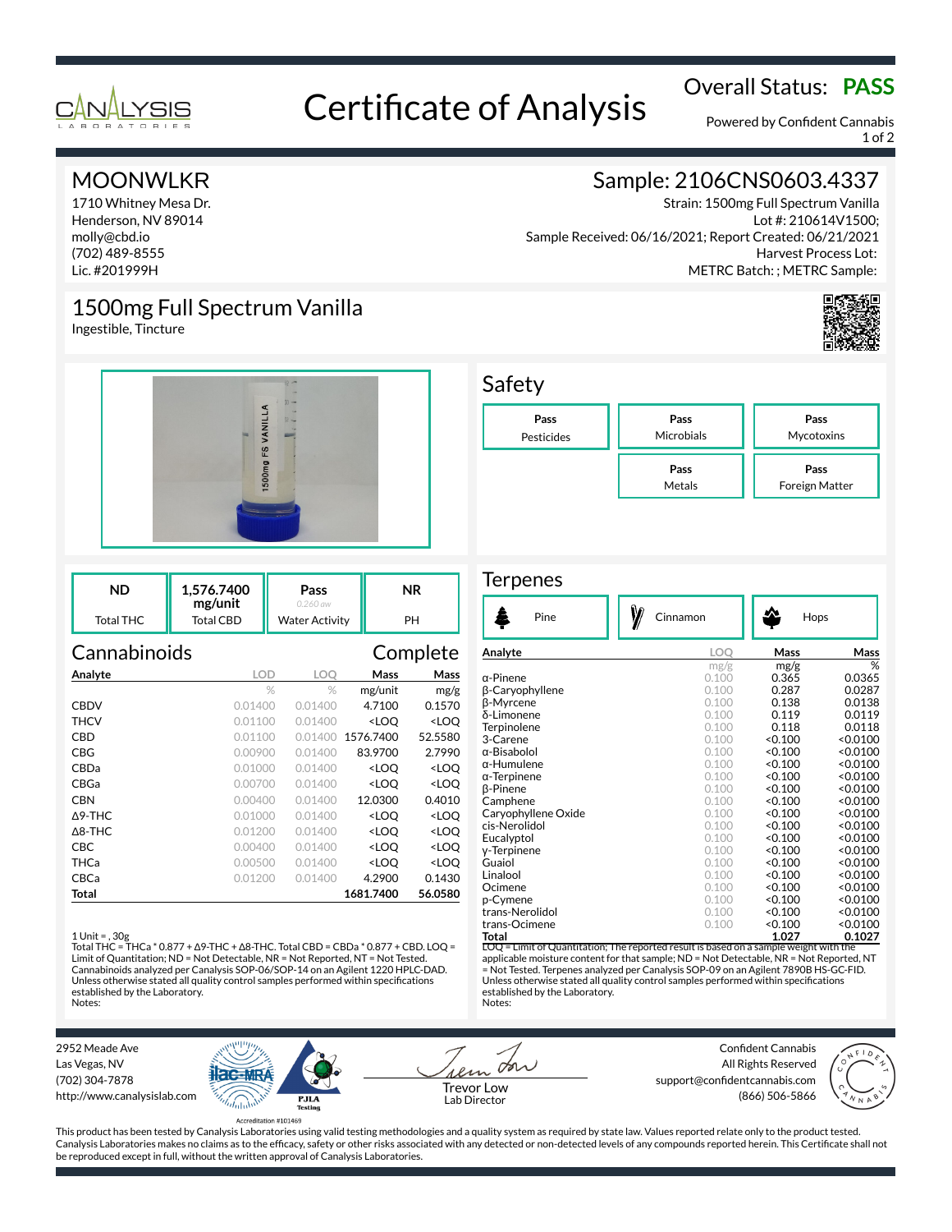# Certificate of Analysis

Overall Status: **PASS**

Powered by Confident Cannabis

## MOONWLKR

1710 Whitney Mesa Dr.
Henderson, NV 89014
molly@cbd.io
(702) 489-8555
Lic. #201999H

## Sample: 2106CNS0603.4337

Strain: 1500mg Full Spectrum Vanilla
Lot #: 210614V1500;
Sample Received: 06/16/2021; Report Created: 06/21/2021
Harvest Process Lot:
METRC Batch: ; METRC Sample:

## 1500mg Full Spectrum Vanilla

Ingestible, Tincture

## Safety

| Pass | Pass | Pass |
|---|---|---|
| Pesticides | Microbials | Mycotoxins |
| | Metals | Foreign Matter |

| ND | 1,576.7400 mg/unit | Pass (0.260 aw) | NR |
|---|---|---|---|
| Total THC | Total CBD | Water Activity | PH |

## Cannabinoids

Complete

| Analyte | LOD | LOQ | Mass | Mass |
|---|---|---|---|---|
| | % | % | mg/unit | mg/g |
| CBDV | 0.01400 | 0.01400 | 4.7100 | 0.1570 |
| THCV | 0.01100 | 0.01100 | <LOQ | <LOQ |
| CBD | 0.01100 | 0.01400 | 1576.7400 | 52.5580 |
| CBG | 0.00900 | 0.01400 | 83.9700 | 2.7990 |
| CBDa | 0.01000 | 0.01400 | <LOQ | <LOQ |
| CBGa | 0.00700 | 0.01400 | <LOQ | <LOQ |
| CBN | 0.00400 | 0.01400 | 12.0300 | 0.4010 |
| Δ9-THC | 0.01000 | 0.01400 | <LOQ | <LOQ |
| Δ8-THC | 0.01200 | 0.01400 | <LOQ | <LOQ |
| CBC | 0.00400 | 0.01400 | <LOQ | <LOQ |
| THCa | 0.00500 | 0.01400 | <LOQ | <LOQ |
| CBCa | 0.01200 | 0.01400 | 4.2900 | 0.1430 |
| **Total** | | | **1681.7400** | **56.0580** |

1 Unit = , 30g
Total THC = THCa * 0.877 + Δ9-THC + Δ8-THC. Total CBD = CBDa * 0.877 + CBD. LOQ = Limit of Quantitation; ND = Not Detectable, NR = Not Reported, NT = Not Tested. Cannabinoids analyzed per Canalysis SOP-06/SOP-14 on an Agilent 1220 HPLC-DAD. Unless otherwise stated all quality control samples performed within specifications established by the Laboratory.
Notes:

## Terpenes

Pine | Cinnamon | Hops

| Analyte | LOQ | Mass | Mass |
|---|---|---|---|
| | mg/g | mg/g | % |
| α-Pinene | 0.100 | 0.365 | 0.0365 |
| β-Caryophyllene | 0.100 | 0.287 | 0.0287 |
| β-Myrcene | 0.100 | 0.138 | 0.0138 |
| δ-Limonene | 0.100 | 0.119 | 0.0119 |
| Terpinolene | 0.100 | 0.118 | 0.0118 |
| 3-Carene | 0.100 | <0.100 | <0.0100 |
| α-Bisabolol | 0.100 | <0.100 | <0.0100 |
| α-Humulene | 0.100 | <0.100 | <0.0100 |
| α-Terpinene | 0.100 | <0.100 | <0.0100 |
| β-Pinene | 0.100 | <0.100 | <0.0100 |
| Camphene | 0.100 | <0.100 | <0.0100 |
| Caryophyllene Oxide | 0.100 | <0.100 | <0.0100 |
| cis-Nerolidol | 0.100 | <0.100 | <0.0100 |
| Eucalyptol | 0.100 | <0.100 | <0.0100 |
| γ-Terpinene | 0.100 | <0.100 | <0.0100 |
| Guaiol | 0.100 | <0.100 | <0.0100 |
| Linalool | 0.100 | <0.100 | <0.0100 |
| Ocimene | 0.100 | <0.100 | <0.0100 |
| p-Cymene | 0.100 | <0.100 | <0.0100 |
| trans-Nerolidol | 0.100 | <0.100 | <0.0100 |
| trans-Ocimene | 0.100 | <0.100 | <0.0100 |
| **Total** | | **1.027** | **0.1027** |

LOQ = Limit of Quantitation; The reported result is based on a sample weight with the applicable moisture content for that sample; ND = Not Detectable, NR = Not Reported, NT = Not Tested. Terpenes analyzed per Canalysis SOP-09 on an Agilent 7890B HS-GC-FID. Unless otherwise stated all quality control samples performed within specifications established by the Laboratory.
Notes:

2952 Meade Ave
Las Vegas, NV
(702) 304-7878
http://www.canalysislab.com

Accreditation #101469

Trevor Low
Lab Director

Confident Cannabis
All Rights Reserved
support@confidentcannabis.com
(866) 506-5866

This product has been tested by Canalysis Laboratories using valid testing methodologies and a quality system as required by state law. Values reported relate only to the product tested. Canalysis Laboratories makes no claims as to the efficacy, safety or other risks associated with any detected or non-detected levels of any compounds reported herein. This Certificate shall not be reproduced except in full, without the written approval of Canalysis Laboratories.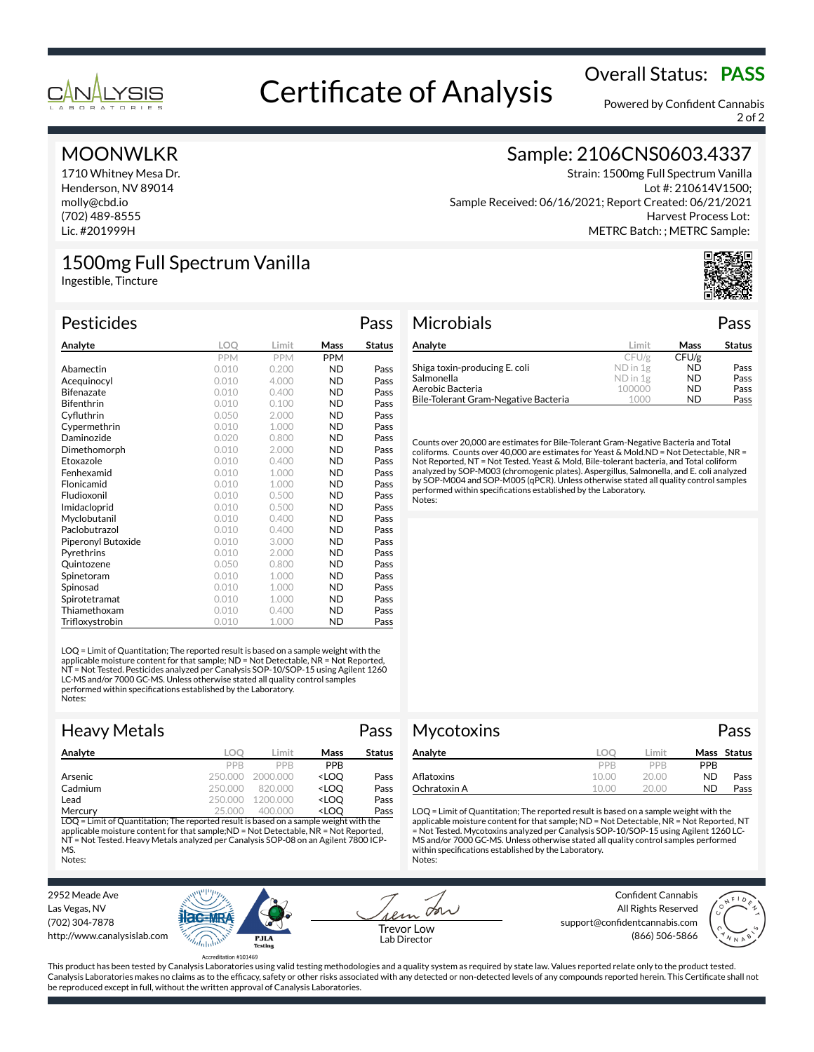# Certificate of Analysis

Overall Status: **PASS**

Powered by Confident Cannabis

## MOONWLKR

1710 Whitney Mesa Dr.
Henderson, NV 89014
molly@cbd.io
(702) 489-8555
Lic. #201999H

## Sample: 2106CNS0603.4337

Strain: 1500mg Full Spectrum Vanilla
Lot #: 210614V1500;
Sample Received: 06/16/2021; Report Created: 06/21/2021
Harvest Process Lot:
METRC Batch: ; METRC Sample:

## 1500mg Full Spectrum Vanilla

Ingestible, Tincture

## Pesticides — Pass

| Analyte | LOQ | Limit | Mass | Status |
|---|---|---|---|---|
| | PPM | PPM | PPM | |
| Abamectin | 0.010 | 0.200 | ND | Pass |
| Acequinocyl | 0.010 | 4.000 | ND | Pass |
| Bifenazate | 0.010 | 0.400 | ND | Pass |
| Bifenthrin | 0.010 | 0.100 | ND | Pass |
| Cyfluthrin | 0.050 | 2.000 | ND | Pass |
| Cypermethrin | 0.010 | 1.000 | ND | Pass |
| Daminozide | 0.020 | 0.800 | ND | Pass |
| Dimethomorph | 0.010 | 2.000 | ND | Pass |
| Etoxazole | 0.010 | 0.400 | ND | Pass |
| Fenhexamid | 0.010 | 1.000 | ND | Pass |
| Flonicamid | 0.010 | 1.000 | ND | Pass |
| Fludioxonil | 0.010 | 0.500 | ND | Pass |
| Imidacloprid | 0.010 | 0.500 | ND | Pass |
| Myclobutanil | 0.010 | 0.400 | ND | Pass |
| Paclobutrazol | 0.010 | 0.400 | ND | Pass |
| Piperonyl Butoxide | 0.010 | 3.000 | ND | Pass |
| Pyrethrins | 0.010 | 2.000 | ND | Pass |
| Quintozene | 0.050 | 0.800 | ND | Pass |
| Spinetoram | 0.010 | 1.000 | ND | Pass |
| Spinosad | 0.010 | 1.000 | ND | Pass |
| Spirotetramat | 0.010 | 1.000 | ND | Pass |
| Thiamethoxam | 0.010 | 0.400 | ND | Pass |
| Trifloxystrobin | 0.010 | 1.000 | ND | Pass |

LOQ = Limit of Quantitation; The reported result is based on a sample weight with the applicable moisture content for that sample; ND = Not Detectable, NR = Not Reported, NT = Not Tested. Pesticides analyzed per Canalysis SOP-10/SOP-15 using Agilent 1260 LC-MS and/or 7000 GC-MS. Unless otherwise stated all quality control samples performed within specifications established by the Laboratory.
Notes:

## Microbials — Pass

| Analyte | Limit | Mass | Status |
|---|---|---|---|
| | CFU/g | CFU/g | |
| Shiga toxin-producing E. coli | ND in 1g | ND | Pass |
| Salmonella | ND in 1g | ND | Pass |
| Aerobic Bacteria | 100000 | ND | Pass |
| Bile-Tolerant Gram-Negative Bacteria | 1000 | ND | Pass |

Counts over 20,000 are estimates for Bile-Tolerant Gram-Negative Bacteria and Total coliforms. Counts over 40,000 are estimates for Yeast & Mold.ND = Not Detectable, NR = Not Reported, NT = Not Tested. Yeast & Mold, Bile-tolerant bacteria, and Total coliform analyzed by SOP-M003 (chromogenic plates). Aspergillus, Salmonella, and E. coli analyzed by SOP-M004 and SOP-M005 (qPCR). Unless otherwise stated all quality control samples performed within specifications established by the Laboratory.
Notes:

## Heavy Metals — Pass

| Analyte | LOQ | Limit | Mass | Status |
|---|---|---|---|---|
| | PPB | PPB | PPB | |
| Arsenic | 250.000 | 2000.000 | <LOQ | Pass |
| Cadmium | 250.000 | 820.000 | <LOQ | Pass |
| Lead | 250.000 | 1200.000 | <LOQ | Pass |
| Mercury | 25.000 | 400.000 | <LOQ | Pass |

LOQ = Limit of Quantitation; The reported result is based on a sample weight with the applicable moisture content for that sample;ND = Not Detectable, NR = Not Reported, NT = Not Tested. Heavy Metals analyzed per Canalysis SOP-08 on an Agilent 7800 ICP-MS.
Notes:

## Mycotoxins — Pass

| Analyte | LOQ | Limit | Mass | Status |
|---|---|---|---|---|
| | PPB | PPB | PPB | |
| Aflatoxins | 10.00 | 20.00 | ND | Pass |
| Ochratoxin A | 10.00 | 20.00 | ND | Pass |

LOQ = Limit of Quantitation; The reported result is based on a sample weight with the applicable moisture content for that sample; ND = Not Detectable, NR = Not Reported, NT = Not Tested. Mycotoxins analyzed per Canalysis SOP-10/SOP-15 using Agilent 1260 LC-MS and/or 7000 GC-MS. Unless otherwise stated all quality control samples performed within specifications established by the Laboratory.
Notes:

2952 Meade Ave
Las Vegas, NV
(702) 304-7878
http://www.canalysislab.com

Accreditation #101469

Trevor Low
Lab Director

Confident Cannabis
All Rights Reserved
support@confidentcannabis.com
(866) 506-5866

This product has been tested by Canalysis Laboratories using valid testing methodologies and a quality system as required by state law. Values reported relate only to the product tested. Canalysis Laboratories makes no claims as to the efficacy, safety or other risks associated with any detected or non-detected levels of any compounds reported herein. This Certificate shall not be reproduced except in full, without the written approval of Canalysis Laboratories.